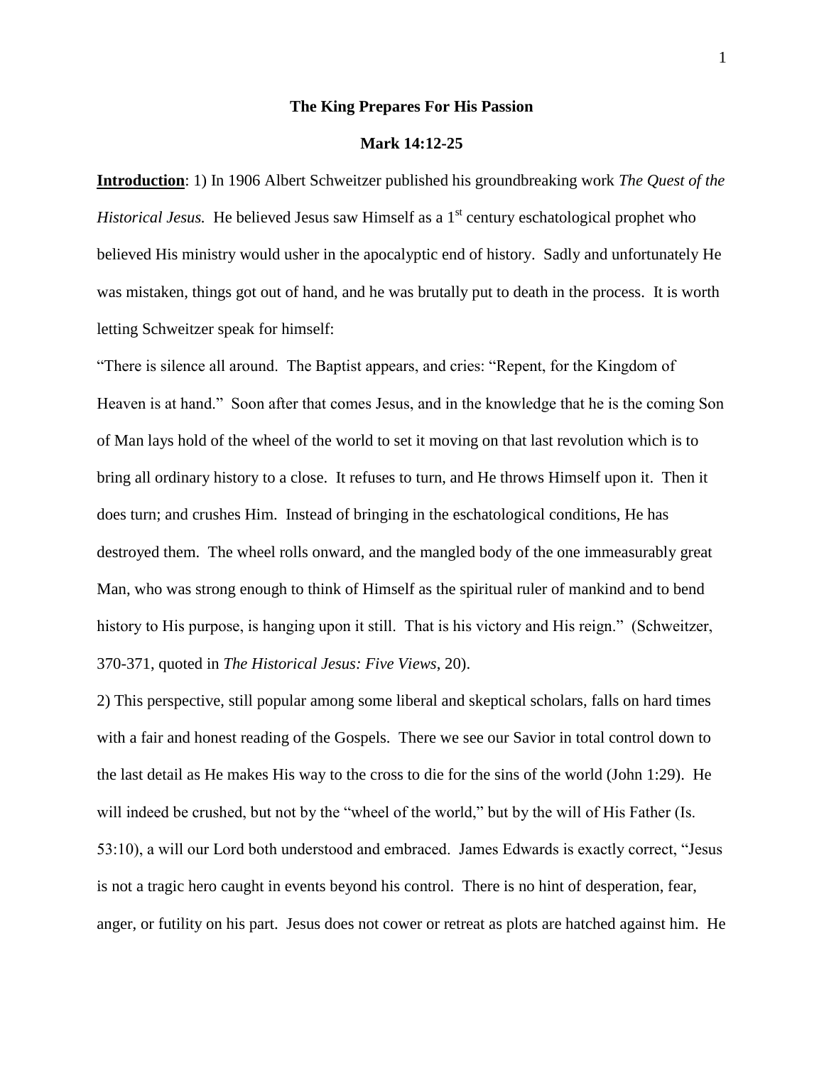# The King Prepares For His Passion

## Mark 14:12-25

**Introduction**: 1) In 1906 Albert Schweitzer published his groundbreaking work *The Quest of the Historical Jesus.* He believed Jesus saw Himself as a 1st century eschatological prophet who believed His ministry would usher in the apocalyptic end of history. Sadly and unfortunately He was mistaken, things got out of hand, and he was brutally put to death in the process. It is worth letting Schweitzer speak for himself:

"There is silence all around. The Baptist appears, and cries: "Repent, for the Kingdom of Heaven is at hand." Soon after that comes Jesus, and in the knowledge that he is the coming Son of Man lays hold of the wheel of the world to set it moving on that last revolution which is to bring all ordinary history to a close. It refuses to turn, and He throws Himself upon it. Then it does turn; and crushes Him. Instead of bringing in the eschatological conditions, He has destroyed them. The wheel rolls onward, and the mangled body of the one immeasurably great Man, who was strong enough to think of Himself as the spiritual ruler of mankind and to bend history to His purpose, is hanging upon it still. That is his victory and His reign." (Schweitzer, 370-371, quoted in *The Historical Jesus: Five Views*, 20).

2) This perspective, still popular among some liberal and skeptical scholars, falls on hard times with a fair and honest reading of the Gospels. There we see our Savior in total control down to the last detail as He makes His way to the cross to die for the sins of the world (John 1:29). He will indeed be crushed, but not by the "wheel of the world," but by the will of His Father (Is. 53:10), a will our Lord both understood and embraced. James Edwards is exactly correct, "Jesus is not a tragic hero caught in events beyond his control. There is no hint of desperation, fear, anger, or futility on his part. Jesus does not cower or retreat as plots are hatched against him. He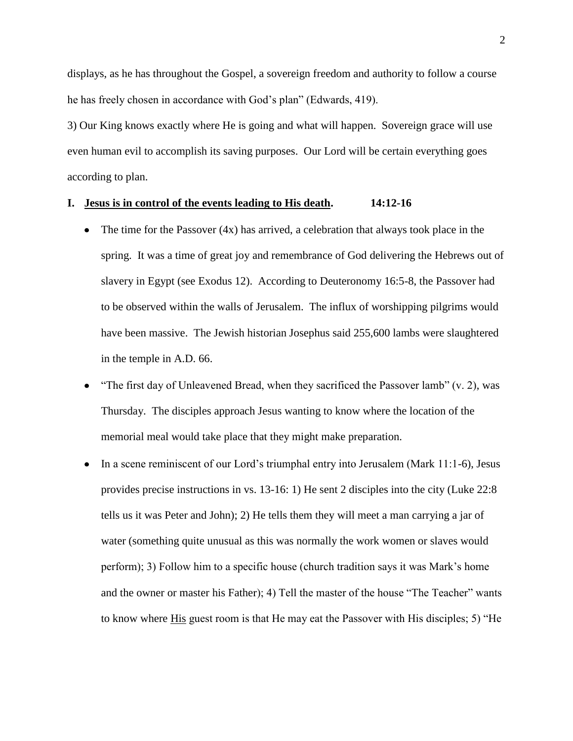displays, as he has throughout the Gospel, a sovereign freedom and authority to follow a course he has freely chosen in accordance with God's plan" (Edwards, 419).

3) Our King knows exactly where He is going and what will happen. Sovereign grace will use even human evil to accomplish its saving purposes. Our Lord will be certain everything goes according to plan.

## I. <u>Jesus is in control of the events leading to His death</u>. 14:12-16

- The time for the Passover (4x) has arrived, a celebration that always took place in the spring. It was a time of great joy and remembrance of God delivering the Hebrews out of slavery in Egypt (see Exodus 12). According to Deuteronomy 16:5-8, the Passover had to be observed within the walls of Jerusalem. The influx of worshipping pilgrims would have been massive. The Jewish historian Josephus said 255,600 lambs were slaughtered in the temple in A.D. 66.
- "The first day of Unleavened Bread, when they sacrificed the Passover lamb" (v. 2), was Thursday. The disciples approach Jesus wanting to know where the location of the memorial meal would take place that they might make preparation.
- In a scene reminiscent of our Lord's triumphal entry into Jerusalem (Mark 11:1-6), Jesus provides precise instructions in vs. 13-16: 1) He sent 2 disciples into the city (Luke 22:8 tells us it was Peter and John); 2) He tells them they will meet a man carrying a jar of water (something quite unusual as this was normally the work women or slaves would perform); 3) Follow him to a specific house (church tradition says it was Mark's home and the owner or master his Father); 4) Tell the master of the house "The Teacher" wants to know where <u>His</u> guest room is that He may eat the Passover with His disciples; 5) "He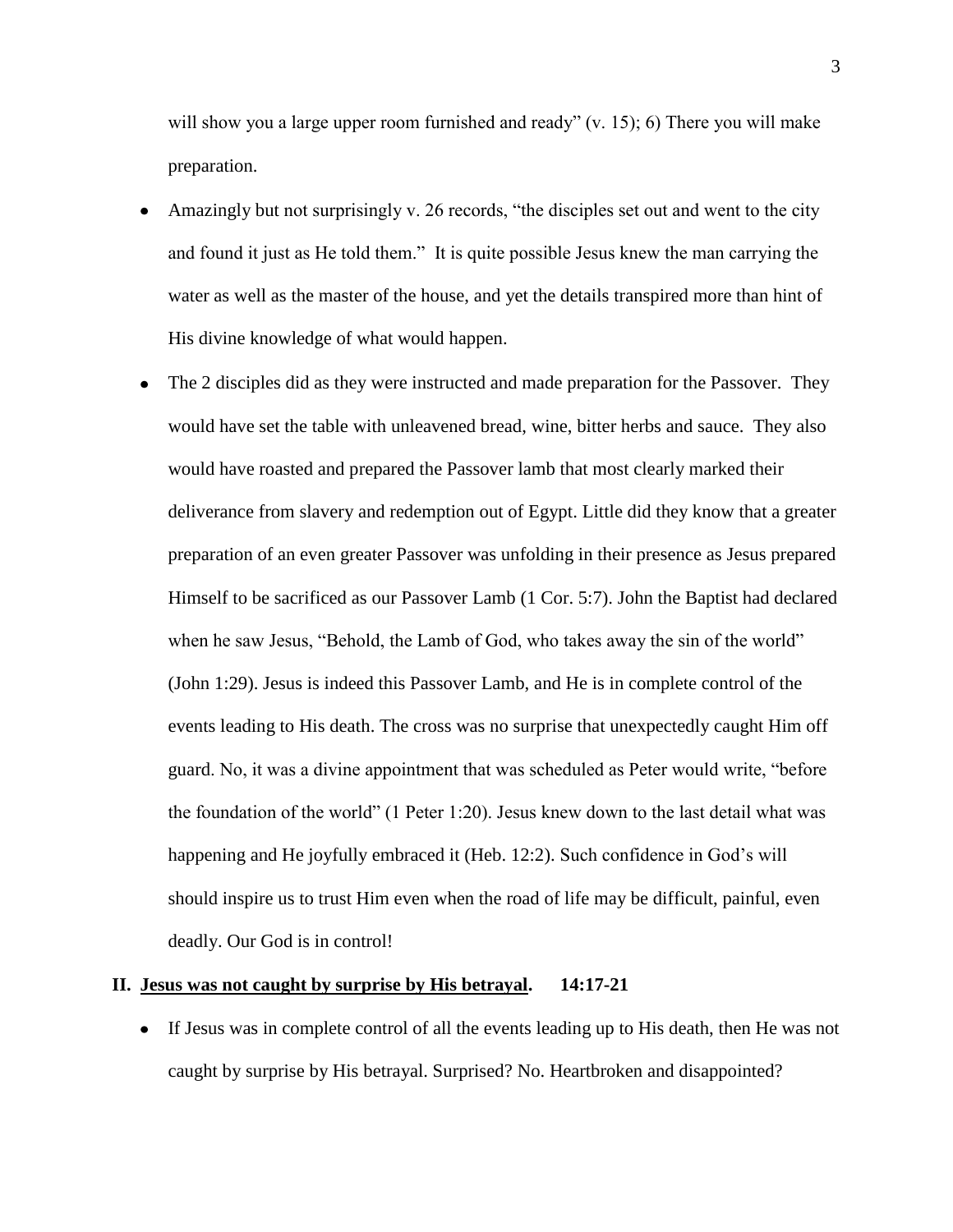will show you a large upper room furnished and ready" (v. 15); 6) There you will make preparation.

- Amazingly but not surprisingly v. 26 records, "the disciples set out and went to the city and found it just as He told them." It is quite possible Jesus knew the man carrying the water as well as the master of the house, and yet the details transpired more than hint of His divine knowledge of what would happen.
- The 2 disciples did as they were instructed and made preparation for the Passover. They would have set the table with unleavened bread, wine, bitter herbs and sauce. They also would have roasted and prepared the Passover lamb that most clearly marked their deliverance from slavery and redemption out of Egypt. Little did they know that a greater preparation of an even greater Passover was unfolding in their presence as Jesus prepared Himself to be sacrificed as our Passover Lamb (1 Cor. 5:7). John the Baptist had declared when he saw Jesus, "Behold, the Lamb of God, who takes away the sin of the world" (John 1:29). Jesus is indeed this Passover Lamb, and He is in complete control of the events leading to His death. The cross was no surprise that unexpectedly caught Him off guard. No, it was a divine appointment that was scheduled as Peter would write, "before the foundation of the world" (1 Peter 1:20). Jesus knew down to the last detail what was happening and He joyfully embraced it (Heb. 12:2). Such confidence in God's will should inspire us to trust Him even when the road of life may be difficult, painful, even deadly. Our God is in control!

## II. <u>Jesus was not caught by surprise by His betrayal</u>. 14:17-21

- If Jesus was in complete control of all the events leading up to His death, then He was not caught by surprise by His betrayal. Surprised? No. Heartbroken and disappointed?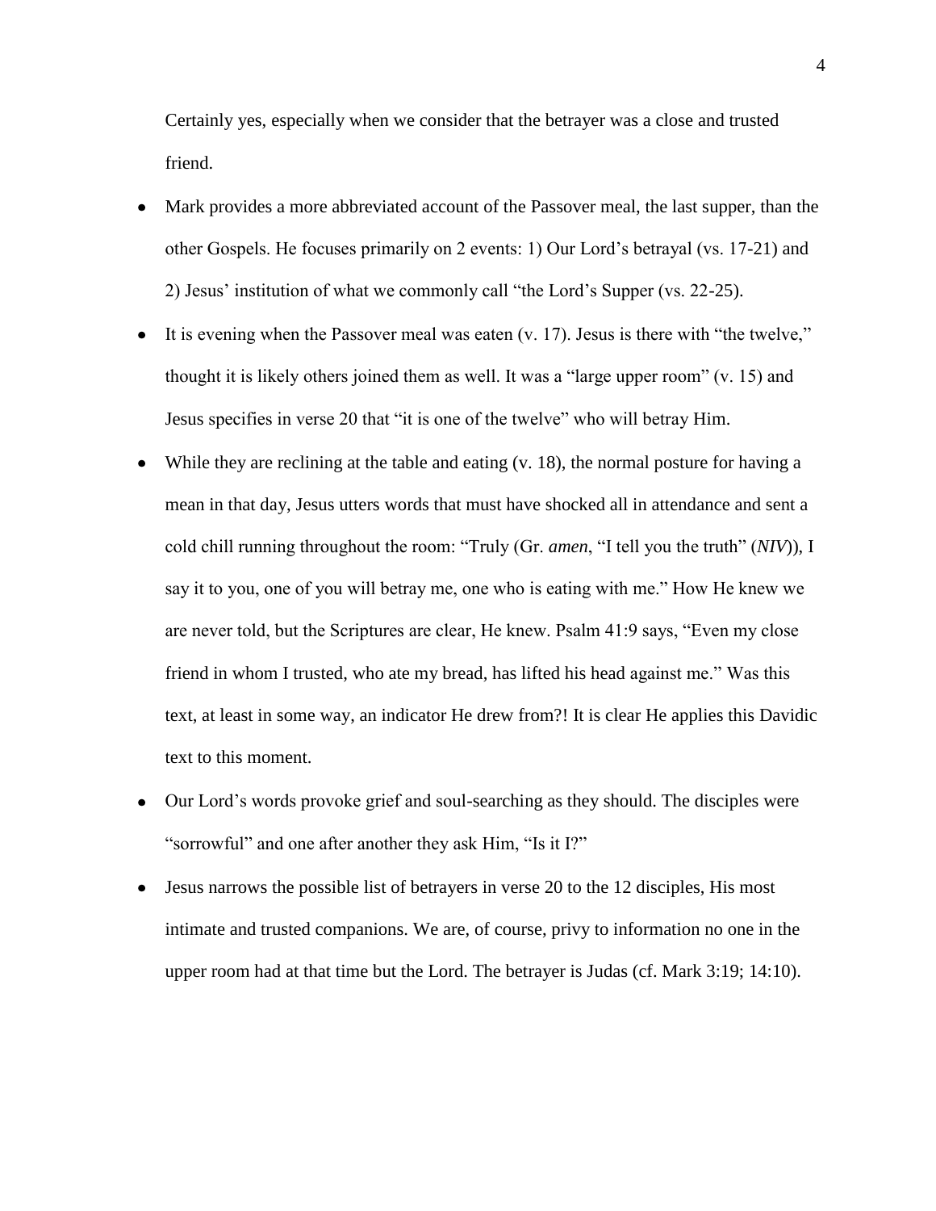Certainly yes, especially when we consider that the betrayer was a close and trusted friend.

- Mark provides a more abbreviated account of the Passover meal, the last supper, than the other Gospels. He focuses primarily on 2 events: 1) Our Lord's betrayal (vs. 17-21) and 2) Jesus' institution of what we commonly call "the Lord's Supper (vs. 22-25).
- It is evening when the Passover meal was eaten (v. 17). Jesus is there with "the twelve," thought it is likely others joined them as well. It was a "large upper room" (v. 15) and Jesus specifies in verse 20 that "it is one of the twelve" who will betray Him.
- While they are reclining at the table and eating (v. 18), the normal posture for having a mean in that day, Jesus utters words that must have shocked all in attendance and sent a cold chill running throughout the room: "Truly (Gr. *amen*, "I tell you the truth" (*NIV*)), I say it to you, one of you will betray me, one who is eating with me." How He knew we are never told, but the Scriptures are clear, He knew. Psalm 41:9 says, "Even my close friend in whom I trusted, who ate my bread, has lifted his head against me." Was this text, at least in some way, an indicator He drew from?! It is clear He applies this Davidic text to this moment.
- Our Lord's words provoke grief and soul-searching as they should. The disciples were "sorrowful" and one after another they ask Him, "Is it I?"
- Jesus narrows the possible list of betrayers in verse 20 to the 12 disciples, His most intimate and trusted companions. We are, of course, privy to information no one in the upper room had at that time but the Lord. The betrayer is Judas (cf. Mark 3:19; 14:10).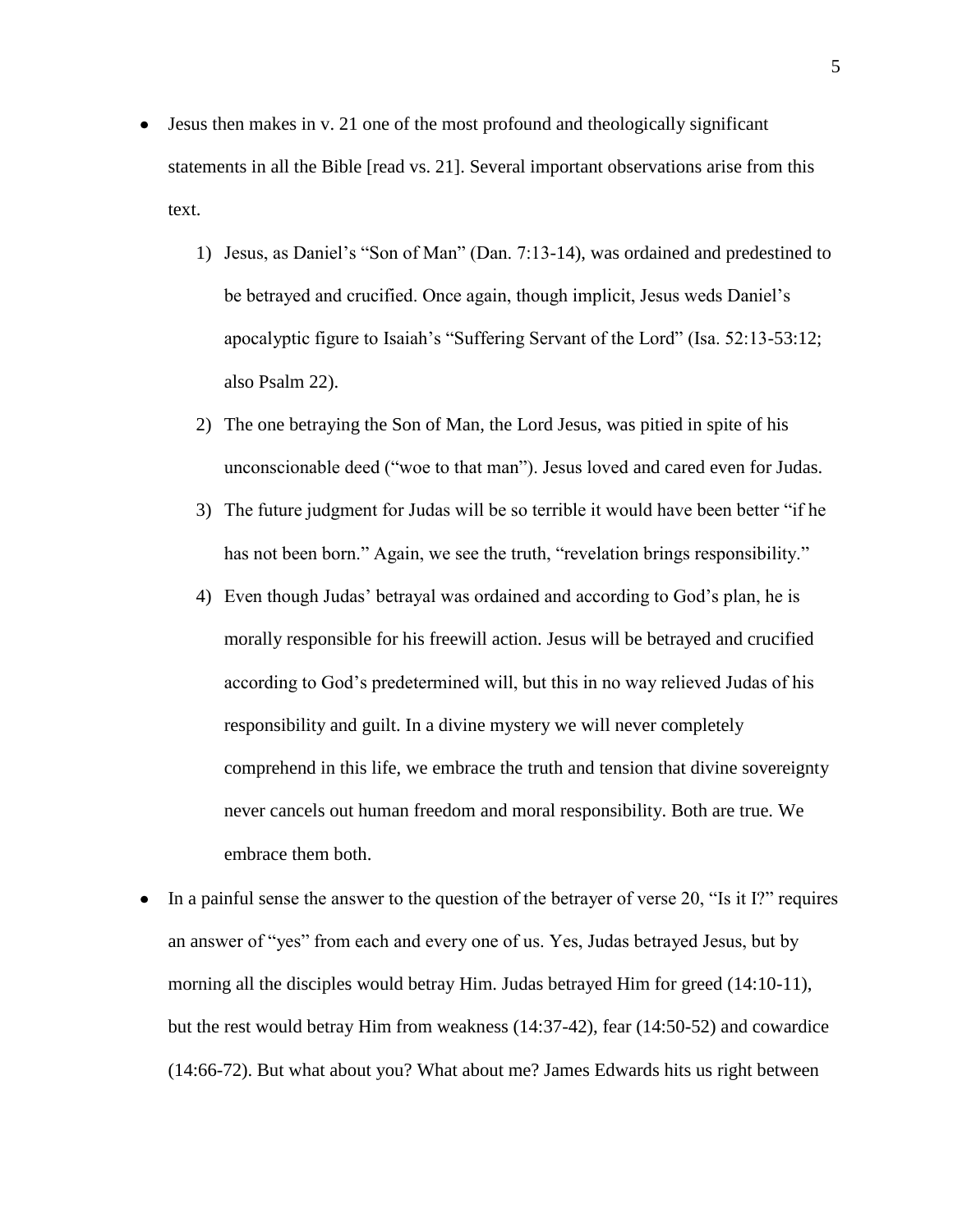- Jesus then makes in v. 21 one of the most profound and theologically significant statements in all the Bible [read vs. 21]. Several important observations arise from this text.

    1) Jesus, as Daniel's "Son of Man" (Dan. 7:13-14), was ordained and predestined to be betrayed and crucified. Once again, though implicit, Jesus weds Daniel's apocalyptic figure to Isaiah's "Suffering Servant of the Lord" (Isa. 52:13-53:12; also Psalm 22).
    2) The one betraying the Son of Man, the Lord Jesus, was pitied in spite of his unconscionable deed ("woe to that man"). Jesus loved and cared even for Judas.
    3) The future judgment for Judas will be so terrible it would have been better "if he has not been born." Again, we see the truth, "revelation brings responsibility."
    4) Even though Judas' betrayal was ordained and according to God's plan, he is morally responsible for his freewill action. Jesus will be betrayed and crucified according to God's predetermined will, but this in no way relieved Judas of his responsibility and guilt. In a divine mystery we will never completely comprehend in this life, we embrace the truth and tension that divine sovereignty never cancels out human freedom and moral responsibility. Both are true. We embrace them both.

- In a painful sense the answer to the question of the betrayer of verse 20, "Is it I?" requires an answer of "yes" from each and every one of us. Yes, Judas betrayed Jesus, but by morning all the disciples would betray Him. Judas betrayed Him for greed (14:10-11), but the rest would betray Him from weakness (14:37-42), fear (14:50-52) and cowardice (14:66-72). But what about you? What about me? James Edwards hits us right between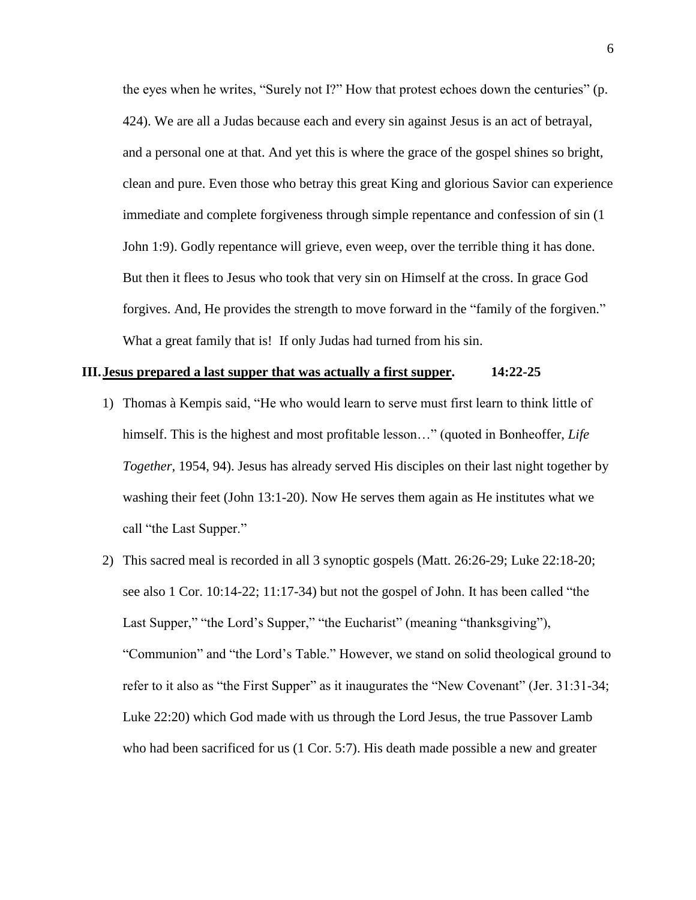the eyes when he writes, "Surely not I?" How that protest echoes down the centuries" (p. 424). We are all a Judas because each and every sin against Jesus is an act of betrayal, and a personal one at that. And yet this is where the grace of the gospel shines so bright, clean and pure. Even those who betray this great King and glorious Savior can experience immediate and complete forgiveness through simple repentance and confession of sin (1 John 1:9). Godly repentance will grieve, even weep, over the terrible thing it has done. But then it flees to Jesus who took that very sin on Himself at the cross. In grace God forgives. And, He provides the strength to move forward in the "family of the forgiven." What a great family that is! If only Judas had turned from his sin.

## III. **<u>Jesus prepared a last supper that was actually a first supper</u>. 14:22-25**

1) Thomas à Kempis said, "He who would learn to serve must first learn to think little of himself. This is the highest and most profitable lesson…" (quoted in Bonheoffer, *Life Together*, 1954, 94). Jesus has already served His disciples on their last night together by washing their feet (John 13:1-20). Now He serves them again as He institutes what we call "the Last Supper."

2) This sacred meal is recorded in all 3 synoptic gospels (Matt. 26:26-29; Luke 22:18-20; see also 1 Cor. 10:14-22; 11:17-34) but not the gospel of John. It has been called "the Last Supper," "the Lord's Supper," "the Eucharist" (meaning "thanksgiving"), "Communion" and "the Lord's Table." However, we stand on solid theological ground to refer to it also as "the First Supper" as it inaugurates the "New Covenant" (Jer. 31:31-34; Luke 22:20) which God made with us through the Lord Jesus, the true Passover Lamb who had been sacrificed for us (1 Cor. 5:7). His death made possible a new and greater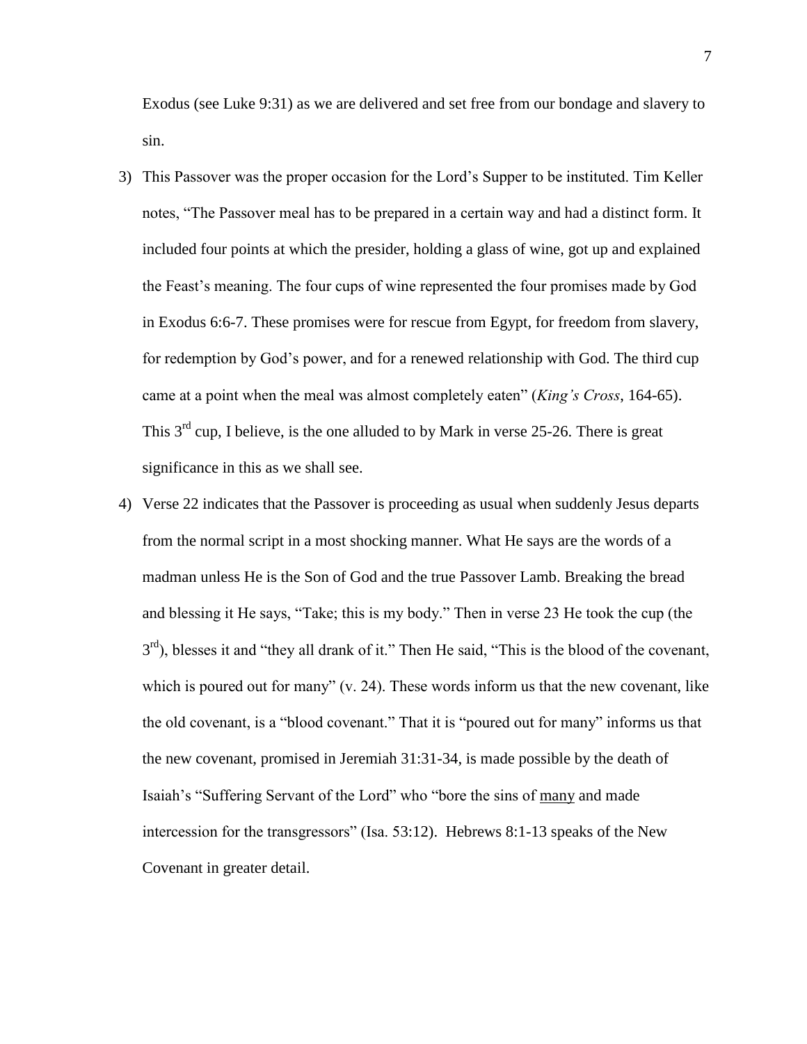Exodus (see Luke 9:31) as we are delivered and set free from our bondage and slavery to sin.

3) This Passover was the proper occasion for the Lord's Supper to be instituted. Tim Keller notes, "The Passover meal has to be prepared in a certain way and had a distinct form. It included four points at which the presider, holding a glass of wine, got up and explained the Feast's meaning. The four cups of wine represented the four promises made by God in Exodus 6:6-7. These promises were for rescue from Egypt, for freedom from slavery, for redemption by God's power, and for a renewed relationship with God. The third cup came at a point when the meal was almost completely eaten" (*King's Cross*, 164-65). This 3rd cup, I believe, is the one alluded to by Mark in verse 25-26. There is great significance in this as we shall see.

4) Verse 22 indicates that the Passover is proceeding as usual when suddenly Jesus departs from the normal script in a most shocking manner. What He says are the words of a madman unless He is the Son of God and the true Passover Lamb. Breaking the bread and blessing it He says, "Take; this is my body." Then in verse 23 He took the cup (the 3rd), blesses it and "they all drank of it." Then He said, "This is the blood of the covenant, which is poured out for many" (v. 24). These words inform us that the new covenant, like the old covenant, is a "blood covenant." That it is "poured out for many" informs us that the new covenant, promised in Jeremiah 31:31-34, is made possible by the death of Isaiah's "Suffering Servant of the Lord" who "bore the sins of <u>many</u> and made intercession for the transgressors" (Isa. 53:12). Hebrews 8:1-13 speaks of the New Covenant in greater detail.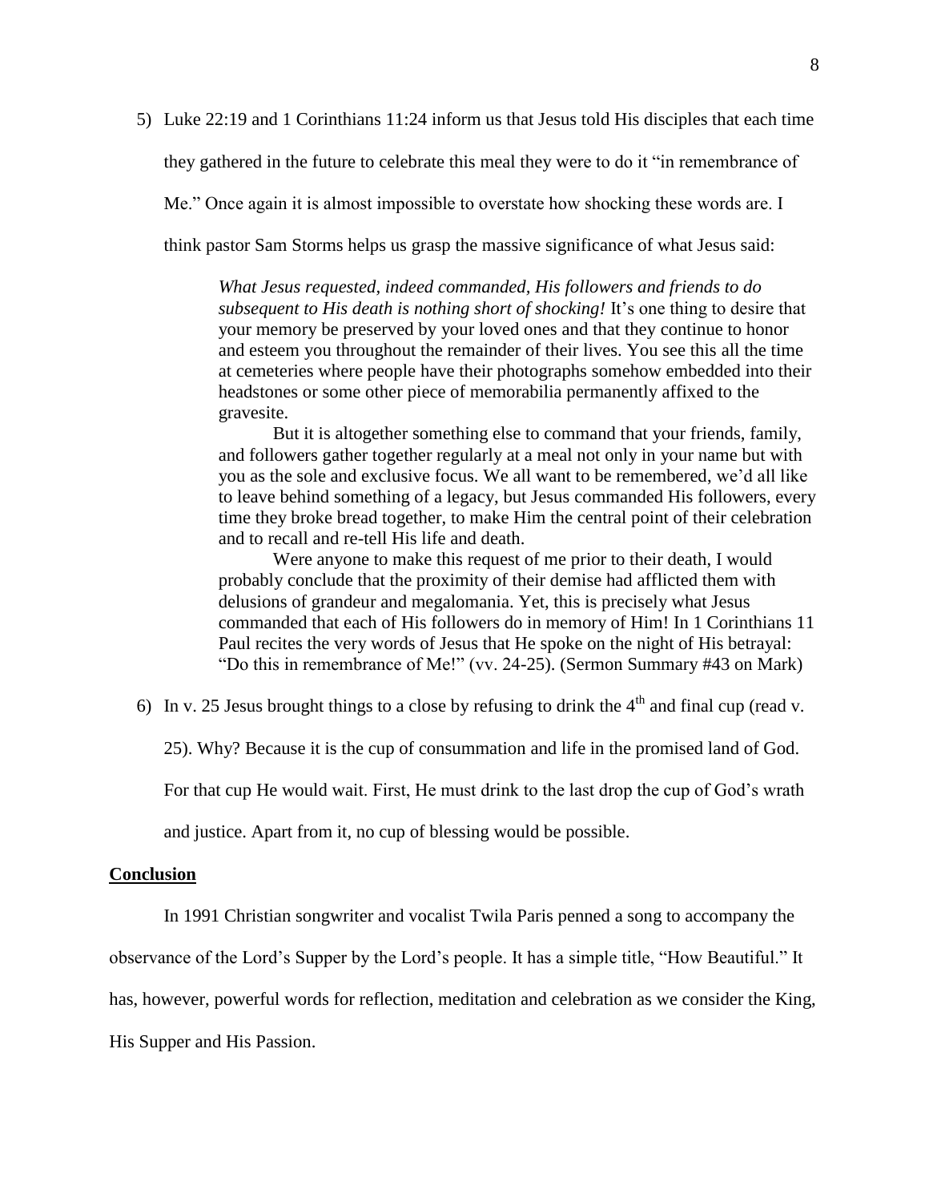5) Luke 22:19 and 1 Corinthians 11:24 inform us that Jesus told His disciples that each time they gathered in the future to celebrate this meal they were to do it "in remembrance of Me." Once again it is almost impossible to overstate how shocking these words are. I think pastor Sam Storms helps us grasp the massive significance of what Jesus said:

> *What Jesus requested, indeed commanded, His followers and friends to do subsequent to His death is nothing short of shocking!* It's one thing to desire that your memory be preserved by your loved ones and that they continue to honor and esteem you throughout the remainder of their lives. You see this all the time at cemeteries where people have their photographs somehow embedded into their headstones or some other piece of memorabilia permanently affixed to the gravesite.
>
> But it is altogether something else to command that your friends, family, and followers gather together regularly at a meal not only in your name but with you as the sole and exclusive focus. We all want to be remembered, we'd all like to leave behind something of a legacy, but Jesus commanded His followers, every time they broke bread together, to make Him the central point of their celebration and to recall and re-tell His life and death.
>
> Were anyone to make this request of me prior to their death, I would probably conclude that the proximity of their demise had afflicted them with delusions of grandeur and megalomania. Yet, this is precisely what Jesus commanded that each of His followers do in memory of Him! In 1 Corinthians 11 Paul recites the very words of Jesus that He spoke on the night of His betrayal: "Do this in remembrance of Me!" (vv. 24-25). (Sermon Summary #43 on Mark)

6) In v. 25 Jesus brought things to a close by refusing to drink the 4th and final cup (read v. 25). Why? Because it is the cup of consummation and life in the promised land of God. For that cup He would wait. First, He must drink to the last drop the cup of God's wrath and justice. Apart from it, no cup of blessing would be possible.

**Conclusion**

In 1991 Christian songwriter and vocalist Twila Paris penned a song to accompany the observance of the Lord's Supper by the Lord's people. It has a simple title, "How Beautiful." It has, however, powerful words for reflection, meditation and celebration as we consider the King, His Supper and His Passion.